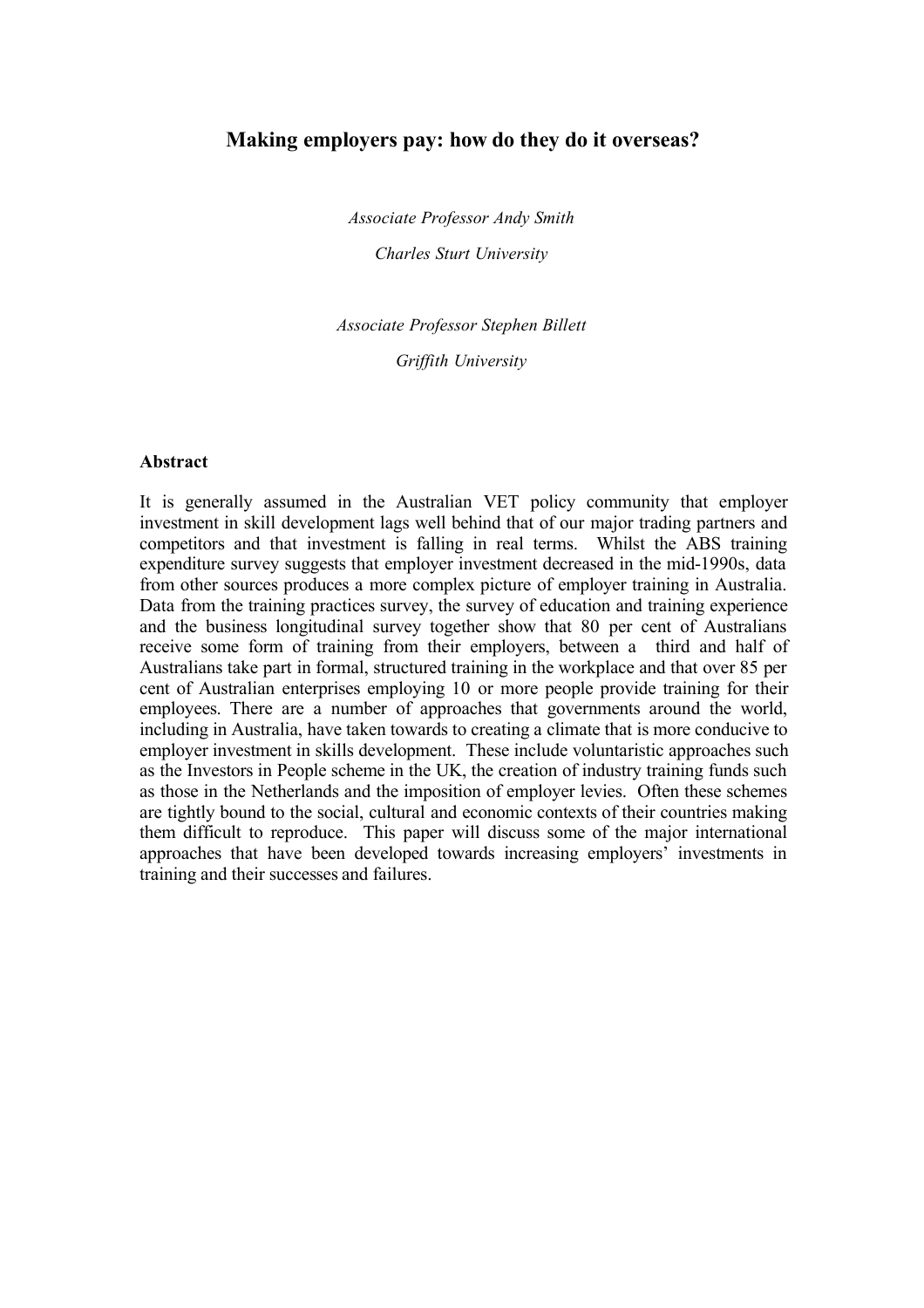# Making employers pay: how do they do it overseas?

*Associate Professor Andy Smith*

*Charles Sturt University*

*Associate Professor Stephen Billett*

*Griffith University*

## Abstract

It is generally assumed in the Australian VET policy community that employer investment in skill development lags well behind that of our major trading partners and competitors and that investment is falling in real terms. Whilst the ABS training expenditure survey suggests that employer investment decreased in the mid-1990s, data from other sources produces a more complex picture of employer training in Australia. Data from the training practices survey, the survey of education and training experience and the business longitudinal survey together show that 80 per cent of Australians receive some form of training from their employers, between a third and half of Australians take part in formal, structured training in the workplace and that over 85 per cent of Australian enterprises employing 10 or more people provide training for their employees. There are a number of approaches that governments around the world, including in Australia, have taken towards to creating a climate that is more conducive to employer investment in skills development. These include voluntaristic approaches such as the Investors in People scheme in the UK, the creation of industry training funds such as those in the Netherlands and the imposition of employer levies. Often these schemes are tightly bound to the social, cultural and economic contexts of their countries making them difficult to reproduce. This paper will discuss some of the major international approaches that have been developed towards increasing employers' investments in training and their successes and failures.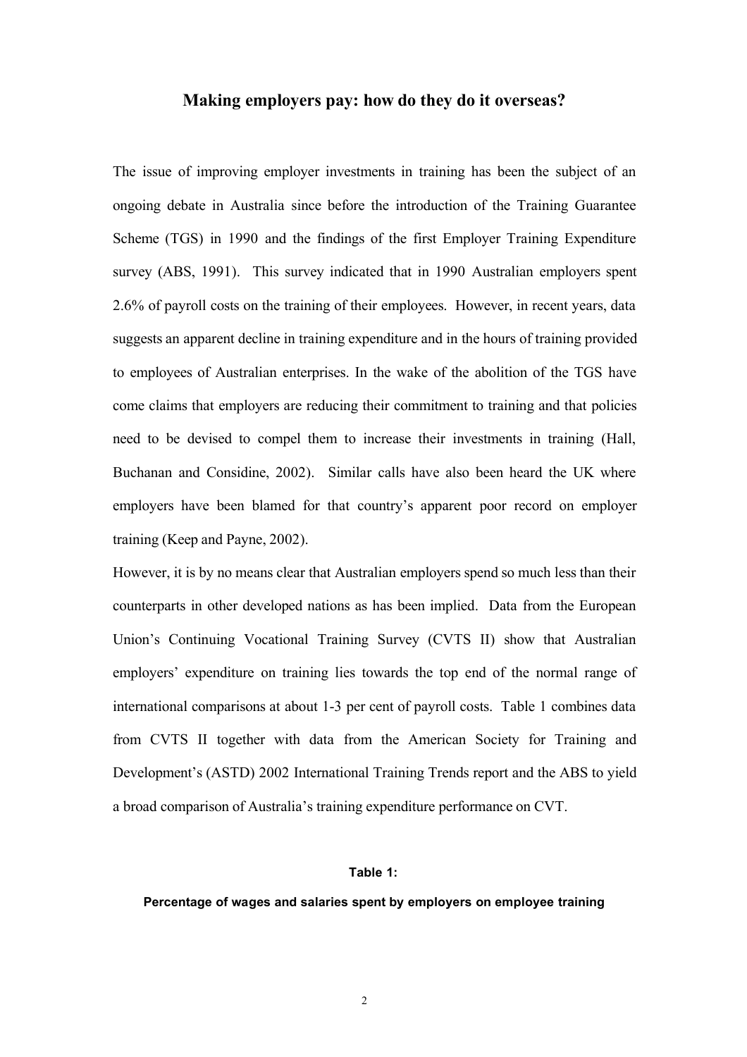## Making employers pay: how do they do it overseas?

The issue of improving employer investments in training has been the subject of an ongoing debate in Australia since before the introduction of the Training Guarantee Scheme (TGS) in 1990 and the findings of the first Employer Training Expenditure survey (ABS, 1991). This survey indicated that in 1990 Australian employers spent 2.6% of payroll costs on the training of their employees. However, in recent years, data suggests an apparent decline in training expenditure and in the hours of training provided to employees of Australian enterprises. In the wake of the abolition of the TGS have come claims that employers are reducing their commitment to training and that policies need to be devised to compel them to increase their investments in training (Hall, Buchanan and Considine, 2002). Similar calls have also been heard the UK where employers have been blamed for that country's apparent poor record on employer training (Keep and Payne, 2002).

However, it is by no means clear that Australian employers spend so much less than their counterparts in other developed nations as has been implied. Data from the European Union's Continuing Vocational Training Survey (CVTS II) show that Australian employers' expenditure on training lies towards the top end of the normal range of international comparisons at about 1-3 per cent of payroll costs. Table 1 combines data from CVTS II together with data from the American Society for Training and Development's (ASTD) 2002 International Training Trends report and the ABS to yield a broad comparison of Australia's training expenditure performance on CVT.

**Table 1:**

**Percentage of wages and salaries spent by employers on employee training**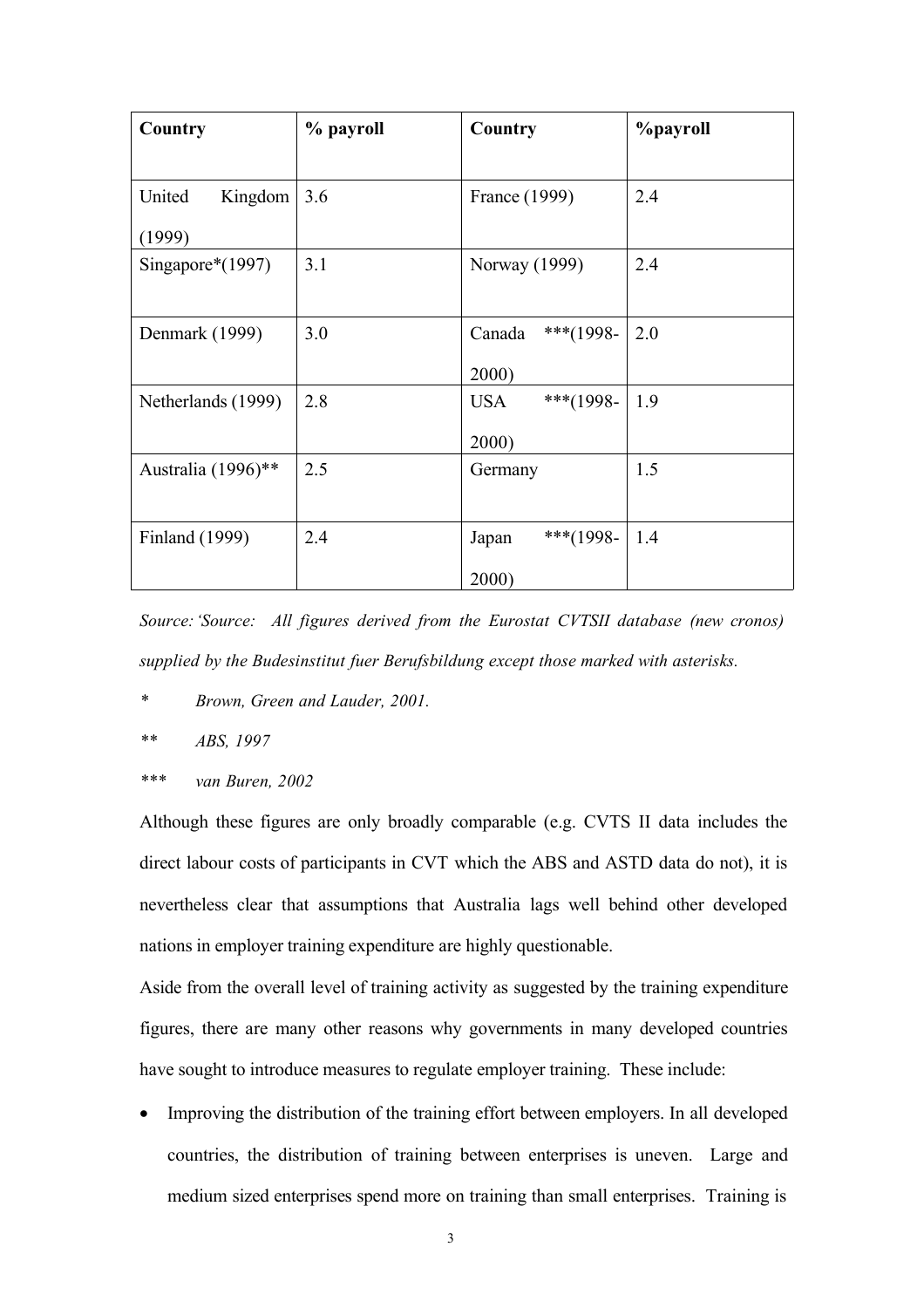| Country | % payroll | Country | %payroll |
|---|---|---|---|
| United Kingdom (1999) | 3.6 | France (1999) | 2.4 |
| Singapore*(1997) | 3.1 | Norway (1999) | 2.4 |
| Denmark (1999) | 3.0 | Canada ***(1998-2000) | 2.0 |
| Netherlands (1999) | 2.8 | USA ***(1998-2000) | 1.9 |
| Australia (1996)** | 2.5 | Germany | 1.5 |
| Finland (1999) | 2.4 | Japan ***(1998-2000) | 1.4 |

*Source: 'Source: All figures derived from the Eurostat CVTSII database (new cronos) supplied by the Budesinstitut fuer Berufsbildung except those marked with asterisks.*

*\* Brown, Green and Lauder, 2001.*

*\*\* ABS, 1997*

*\*\*\* van Buren, 2002*

Although these figures are only broadly comparable (e.g. CVTS II data includes the direct labour costs of participants in CVT which the ABS and ASTD data do not), it is nevertheless clear that assumptions that Australia lags well behind other developed nations in employer training expenditure are highly questionable.

Aside from the overall level of training activity as suggested by the training expenditure figures, there are many other reasons why governments in many developed countries have sought to introduce measures to regulate employer training. These include:

- Improving the distribution of the training effort between employers. In all developed countries, the distribution of training between enterprises is uneven. Large and medium sized enterprises spend more on training than small enterprises. Training is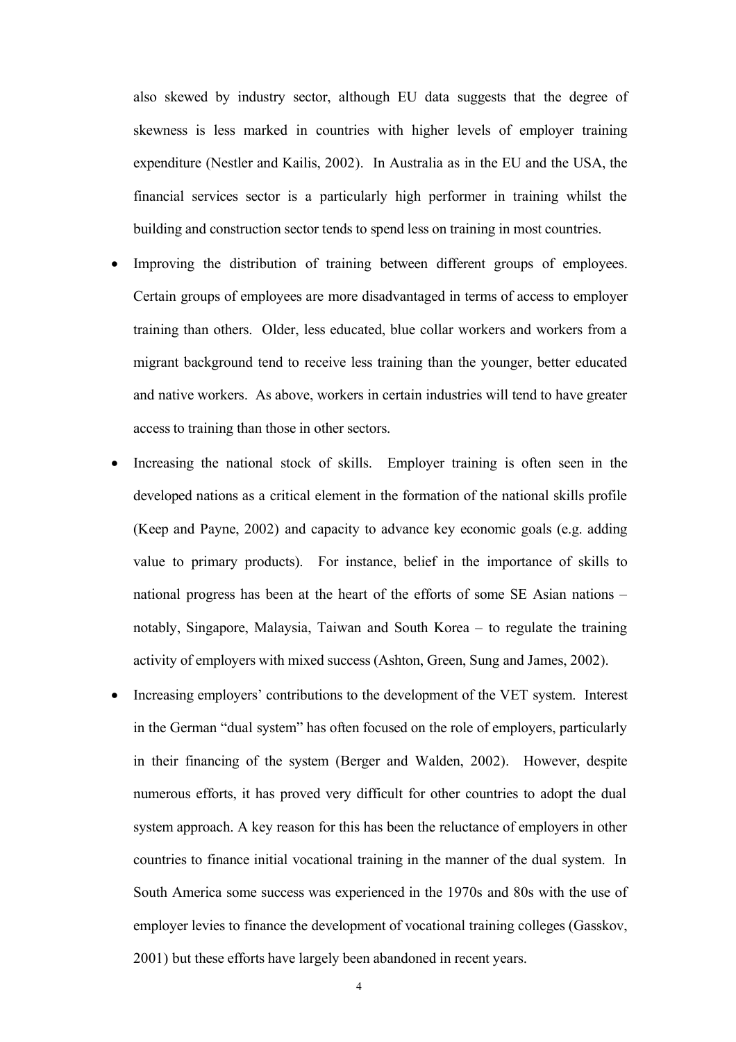also skewed by industry sector, although EU data suggests that the degree of skewness is less marked in countries with higher levels of employer training expenditure (Nestler and Kailis, 2002). In Australia as in the EU and the USA, the financial services sector is a particularly high performer in training whilst the building and construction sector tends to spend less on training in most countries.

- Improving the distribution of training between different groups of employees. Certain groups of employees are more disadvantaged in terms of access to employer training than others. Older, less educated, blue collar workers and workers from a migrant background tend to receive less training than the younger, better educated and native workers. As above, workers in certain industries will tend to have greater access to training than those in other sectors.
- Increasing the national stock of skills. Employer training is often seen in the developed nations as a critical element in the formation of the national skills profile (Keep and Payne, 2002) and capacity to advance key economic goals (e.g. adding value to primary products). For instance, belief in the importance of skills to national progress has been at the heart of the efforts of some SE Asian nations – notably, Singapore, Malaysia, Taiwan and South Korea – to regulate the training activity of employers with mixed success (Ashton, Green, Sung and James, 2002).
- Increasing employers' contributions to the development of the VET system. Interest in the German "dual system" has often focused on the role of employers, particularly in their financing of the system (Berger and Walden, 2002). However, despite numerous efforts, it has proved very difficult for other countries to adopt the dual system approach. A key reason for this has been the reluctance of employers in other countries to finance initial vocational training in the manner of the dual system. In South America some success was experienced in the 1970s and 80s with the use of employer levies to finance the development of vocational training colleges (Gasskov, 2001) but these efforts have largely been abandoned in recent years.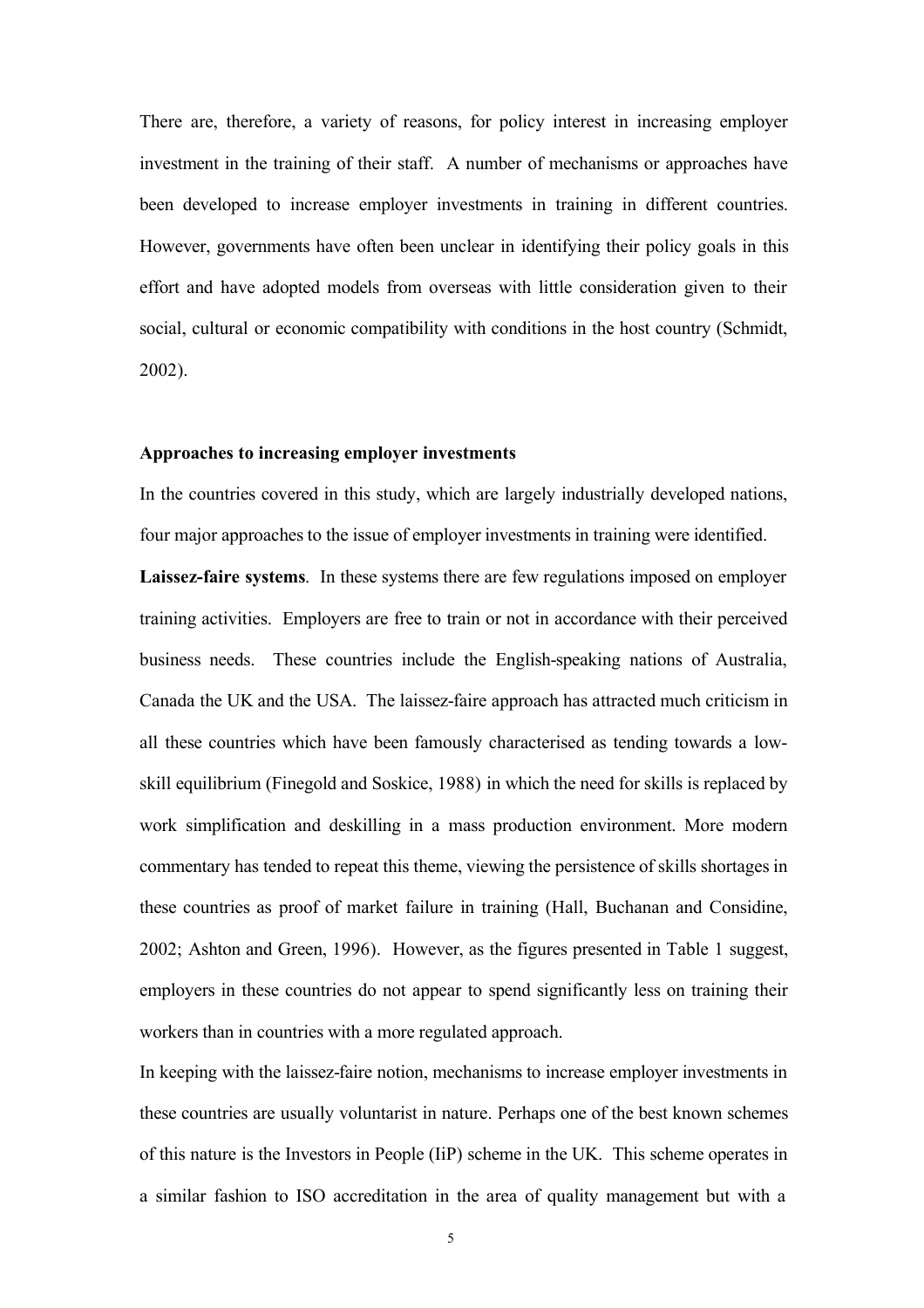There are, therefore, a variety of reasons, for policy interest in increasing employer investment in the training of their staff. A number of mechanisms or approaches have been developed to increase employer investments in training in different countries. However, governments have often been unclear in identifying their policy goals in this effort and have adopted models from overseas with little consideration given to their social, cultural or economic compatibility with conditions in the host country (Schmidt, 2002).

**Approaches to increasing employer investments**

In the countries covered in this study, which are largely industrially developed nations, four major approaches to the issue of employer investments in training were identified.

**Laissez-faire systems**. In these systems there are few regulations imposed on employer training activities. Employers are free to train or not in accordance with their perceived business needs. These countries include the English-speaking nations of Australia, Canada the UK and the USA. The laissez-faire approach has attracted much criticism in all these countries which have been famously characterised as tending towards a low-skill equilibrium (Finegold and Soskice, 1988) in which the need for skills is replaced by work simplification and deskilling in a mass production environment. More modern commentary has tended to repeat this theme, viewing the persistence of skills shortages in these countries as proof of market failure in training (Hall, Buchanan and Considine, 2002; Ashton and Green, 1996). However, as the figures presented in Table 1 suggest, employers in these countries do not appear to spend significantly less on training their workers than in countries with a more regulated approach.

In keeping with the laissez-faire notion, mechanisms to increase employer investments in these countries are usually voluntarist in nature. Perhaps one of the best known schemes of this nature is the Investors in People (IiP) scheme in the UK. This scheme operates in a similar fashion to ISO accreditation in the area of quality management but with a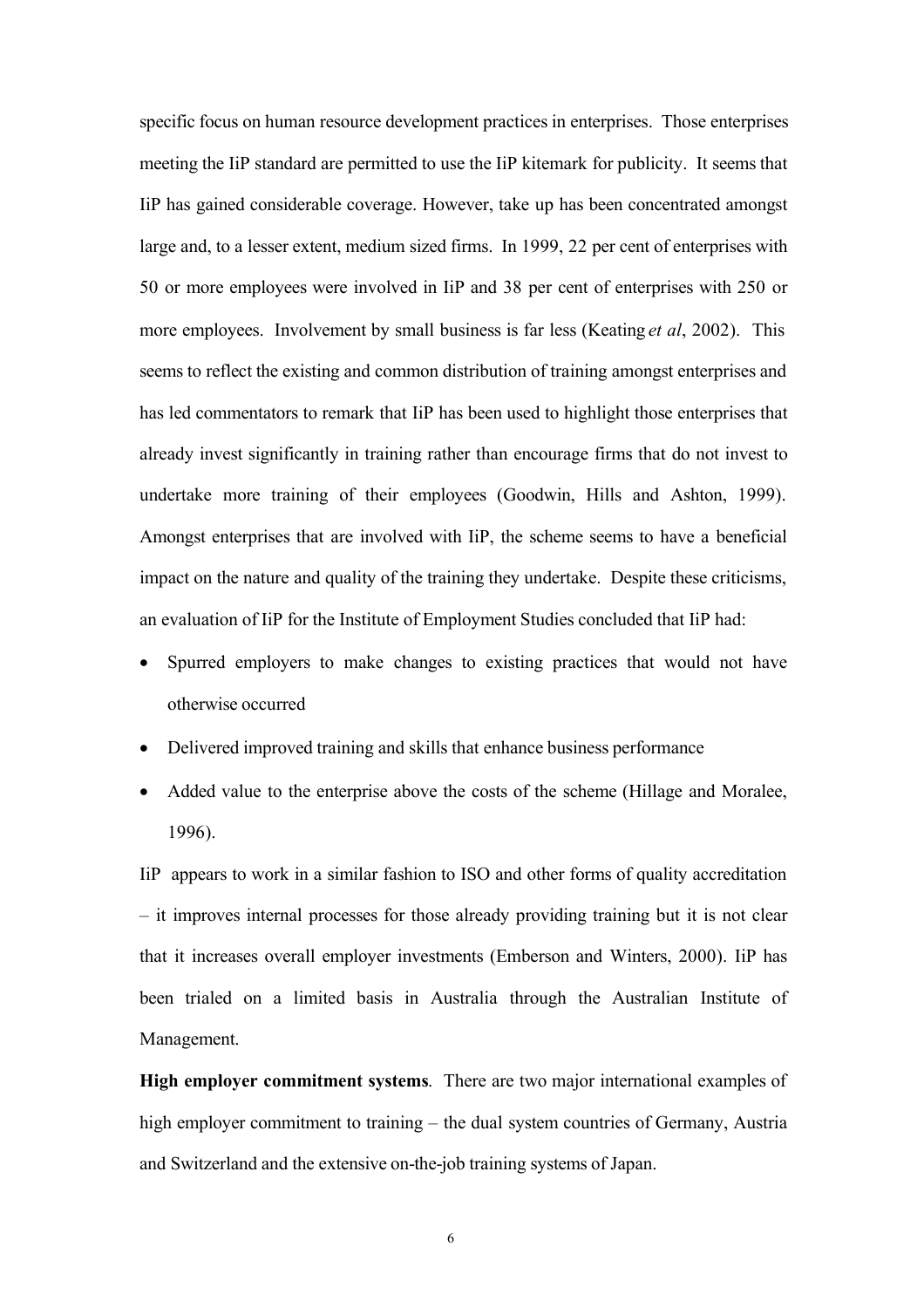specific focus on human resource development practices in enterprises. Those enterprises meeting the IiP standard are permitted to use the IiP kitemark for publicity. It seems that IiP has gained considerable coverage. However, take up has been concentrated amongst large and, to a lesser extent, medium sized firms. In 1999, 22 per cent of enterprises with 50 or more employees were involved in IiP and 38 per cent of enterprises with 250 or more employees. Involvement by small business is far less (Keating *et al*, 2002). This seems to reflect the existing and common distribution of training amongst enterprises and has led commentators to remark that IiP has been used to highlight those enterprises that already invest significantly in training rather than encourage firms that do not invest to undertake more training of their employees (Goodwin, Hills and Ashton, 1999). Amongst enterprises that are involved with IiP, the scheme seems to have a beneficial impact on the nature and quality of the training they undertake. Despite these criticisms, an evaluation of IiP for the Institute of Employment Studies concluded that IiP had:

- Spurred employers to make changes to existing practices that would not have otherwise occurred
- Delivered improved training and skills that enhance business performance
- Added value to the enterprise above the costs of the scheme (Hillage and Moralee, 1996).

IiP appears to work in a similar fashion to ISO and other forms of quality accreditation – it improves internal processes for those already providing training but it is not clear that it increases overall employer investments (Emberson and Winters, 2000). IiP has been trialed on a limited basis in Australia through the Australian Institute of Management.

**High employer commitment systems**. There are two major international examples of high employer commitment to training – the dual system countries of Germany, Austria and Switzerland and the extensive on-the-job training systems of Japan.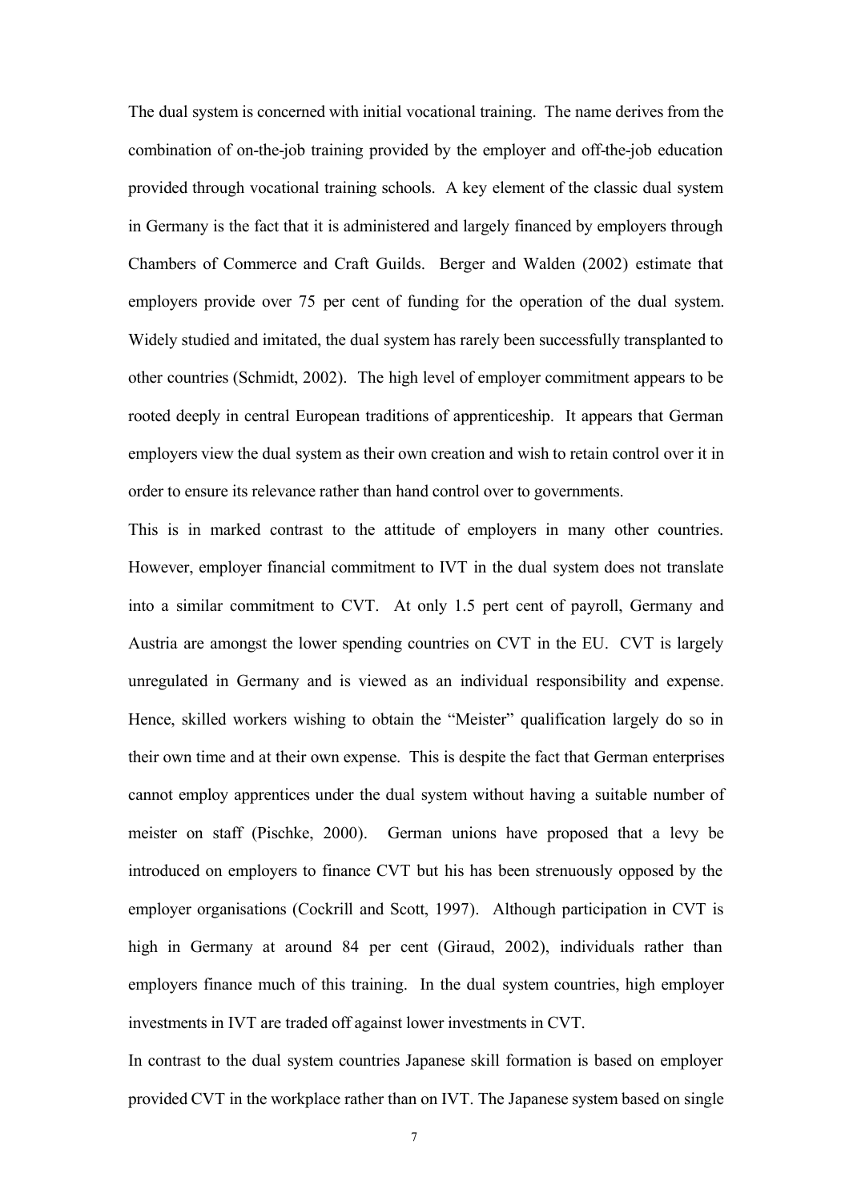The dual system is concerned with initial vocational training. The name derives from the combination of on-the-job training provided by the employer and off-the-job education provided through vocational training schools. A key element of the classic dual system in Germany is the fact that it is administered and largely financed by employers through Chambers of Commerce and Craft Guilds. Berger and Walden (2002) estimate that employers provide over 75 per cent of funding for the operation of the dual system. Widely studied and imitated, the dual system has rarely been successfully transplanted to other countries (Schmidt, 2002). The high level of employer commitment appears to be rooted deeply in central European traditions of apprenticeship. It appears that German employers view the dual system as their own creation and wish to retain control over it in order to ensure its relevance rather than hand control over to governments.

This is in marked contrast to the attitude of employers in many other countries. However, employer financial commitment to IVT in the dual system does not translate into a similar commitment to CVT. At only 1.5 pert cent of payroll, Germany and Austria are amongst the lower spending countries on CVT in the EU. CVT is largely unregulated in Germany and is viewed as an individual responsibility and expense. Hence, skilled workers wishing to obtain the "Meister" qualification largely do so in their own time and at their own expense. This is despite the fact that German enterprises cannot employ apprentices under the dual system without having a suitable number of meister on staff (Pischke, 2000). German unions have proposed that a levy be introduced on employers to finance CVT but his has been strenuously opposed by the employer organisations (Cockrill and Scott, 1997). Although participation in CVT is high in Germany at around 84 per cent (Giraud, 2002), individuals rather than employers finance much of this training. In the dual system countries, high employer investments in IVT are traded off against lower investments in CVT.

In contrast to the dual system countries Japanese skill formation is based on employer provided CVT in the workplace rather than on IVT. The Japanese system based on single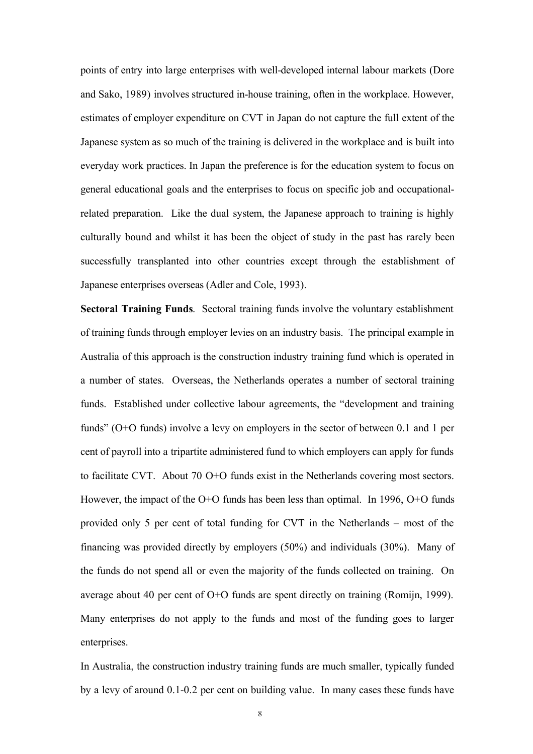points of entry into large enterprises with well-developed internal labour markets (Dore and Sako, 1989) involves structured in-house training, often in the workplace. However, estimates of employer expenditure on CVT in Japan do not capture the full extent of the Japanese system as so much of the training is delivered in the workplace and is built into everyday work practices. In Japan the preference is for the education system to focus on general educational goals and the enterprises to focus on specific job and occupational-related preparation. Like the dual system, the Japanese approach to training is highly culturally bound and whilst it has been the object of study in the past has rarely been successfully transplanted into other countries except through the establishment of Japanese enterprises overseas (Adler and Cole, 1993).

**Sectoral Training Funds**. Sectoral training funds involve the voluntary establishment of training funds through employer levies on an industry basis. The principal example in Australia of this approach is the construction industry training fund which is operated in a number of states. Overseas, the Netherlands operates a number of sectoral training funds. Established under collective labour agreements, the "development and training funds" (O+O funds) involve a levy on employers in the sector of between 0.1 and 1 per cent of payroll into a tripartite administered fund to which employers can apply for funds to facilitate CVT. About 70 O+O funds exist in the Netherlands covering most sectors. However, the impact of the O+O funds has been less than optimal. In 1996, O+O funds provided only 5 per cent of total funding for CVT in the Netherlands – most of the financing was provided directly by employers (50%) and individuals (30%). Many of the funds do not spend all or even the majority of the funds collected on training. On average about 40 per cent of O+O funds are spent directly on training (Romijn, 1999). Many enterprises do not apply to the funds and most of the funding goes to larger enterprises.

In Australia, the construction industry training funds are much smaller, typically funded by a levy of around 0.1-0.2 per cent on building value. In many cases these funds have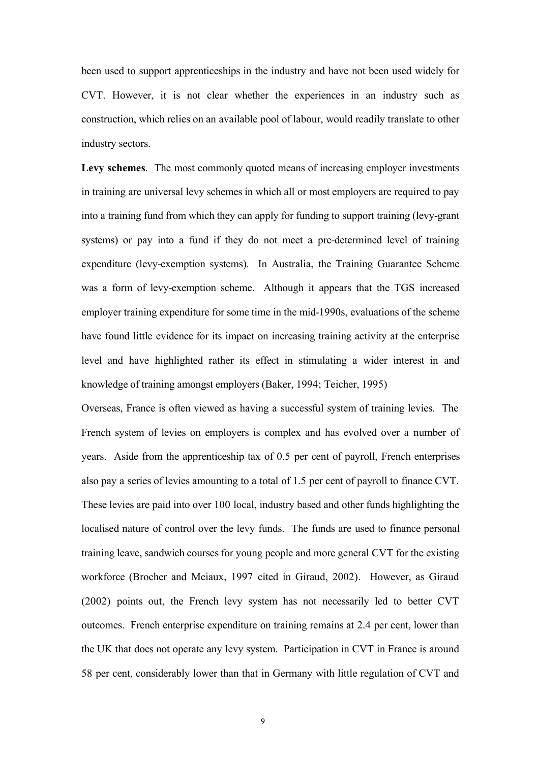been used to support apprenticeships in the industry and have not been used widely for CVT. However, it is not clear whether the experiences in an industry such as construction, which relies on an available pool of labour, would readily translate to other industry sectors.

**Levy schemes**. The most commonly quoted means of increasing employer investments in training are universal levy schemes in which all or most employers are required to pay into a training fund from which they can apply for funding to support training (levy-grant systems) or pay into a fund if they do not meet a pre-determined level of training expenditure (levy-exemption systems). In Australia, the Training Guarantee Scheme was a form of levy-exemption scheme. Although it appears that the TGS increased employer training expenditure for some time in the mid-1990s, evaluations of the scheme have found little evidence for its impact on increasing training activity at the enterprise level and have highlighted rather its effect in stimulating a wider interest in and knowledge of training amongst employers (Baker, 1994; Teicher, 1995)

Overseas, France is often viewed as having a successful system of training levies. The French system of levies on employers is complex and has evolved over a number of years. Aside from the apprenticeship tax of 0.5 per cent of payroll, French enterprises also pay a series of levies amounting to a total of 1.5 per cent of payroll to finance CVT. These levies are paid into over 100 local, industry based and other funds highlighting the localised nature of control over the levy funds. The funds are used to finance personal training leave, sandwich courses for young people and more general CVT for the existing workforce (Brocher and Meiaux, 1997 cited in Giraud, 2002). However, as Giraud (2002) points out, the French levy system has not necessarily led to better CVT outcomes. French enterprise expenditure on training remains at 2.4 per cent, lower than the UK that does not operate any levy system. Participation in CVT in France is around 58 per cent, considerably lower than that in Germany with little regulation of CVT and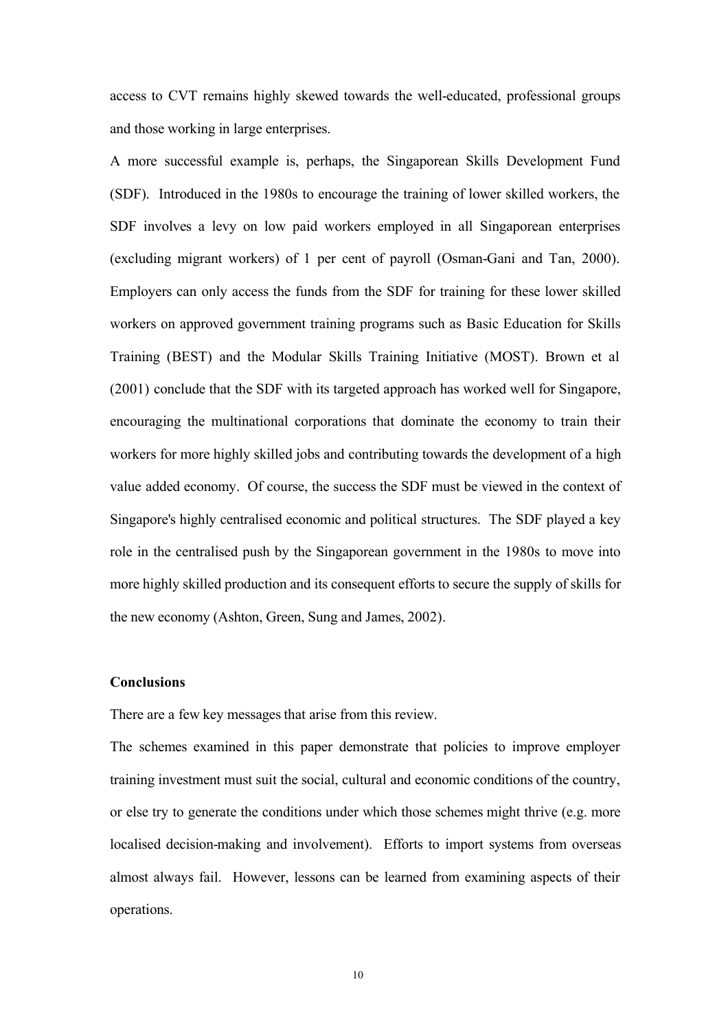access to CVT remains highly skewed towards the well-educated, professional groups and those working in large enterprises.

A more successful example is, perhaps, the Singaporean Skills Development Fund (SDF). Introduced in the 1980s to encourage the training of lower skilled workers, the SDF involves a levy on low paid workers employed in all Singaporean enterprises (excluding migrant workers) of 1 per cent of payroll (Osman-Gani and Tan, 2000). Employers can only access the funds from the SDF for training for these lower skilled workers on approved government training programs such as Basic Education for Skills Training (BEST) and the Modular Skills Training Initiative (MOST). Brown et al (2001) conclude that the SDF with its targeted approach has worked well for Singapore, encouraging the multinational corporations that dominate the economy to train their workers for more highly skilled jobs and contributing towards the development of a high value added economy. Of course, the success the SDF must be viewed in the context of Singapore's highly centralised economic and political structures. The SDF played a key role in the centralised push by the Singaporean government in the 1980s to move into more highly skilled production and its consequent efforts to secure the supply of skills for the new economy (Ashton, Green, Sung and James, 2002).

**Conclusions**

There are a few key messages that arise from this review.

The schemes examined in this paper demonstrate that policies to improve employer training investment must suit the social, cultural and economic conditions of the country, or else try to generate the conditions under which those schemes might thrive (e.g. more localised decision-making and involvement). Efforts to import systems from overseas almost always fail. However, lessons can be learned from examining aspects of their operations.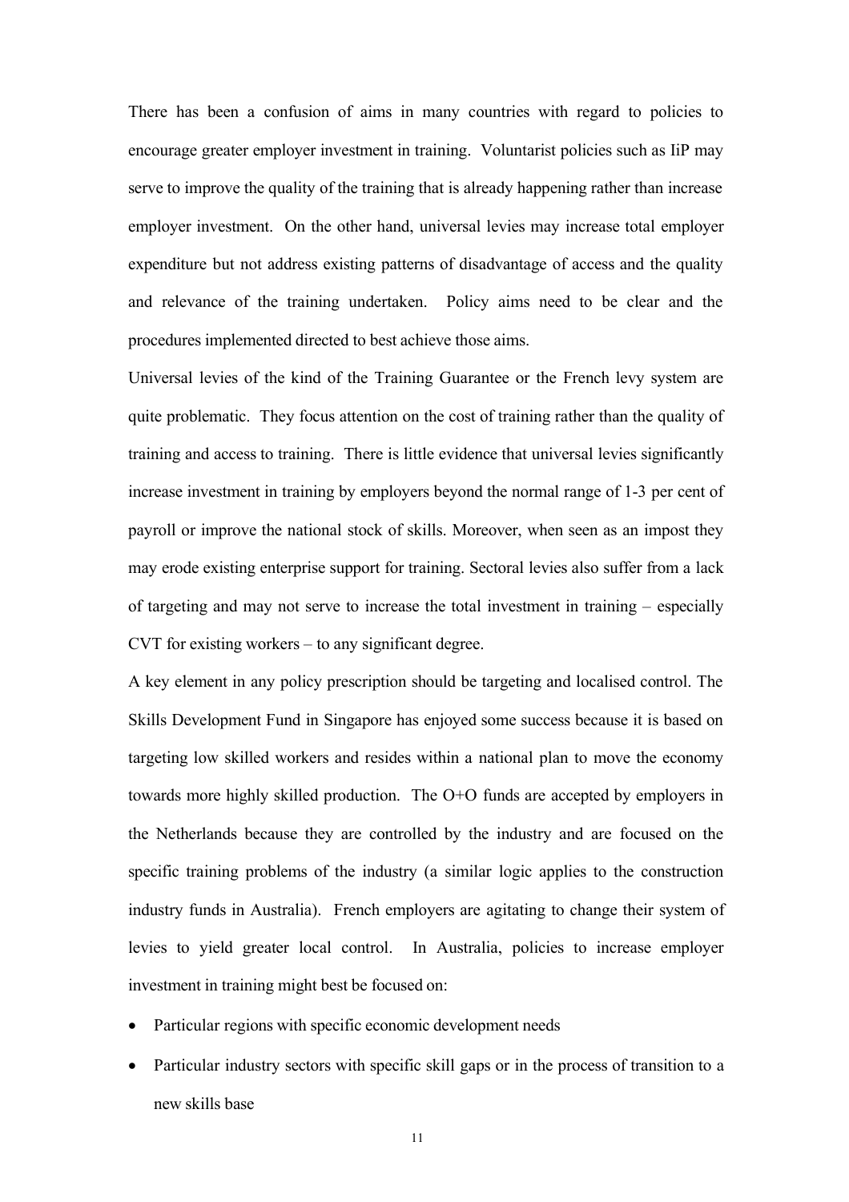There has been a confusion of aims in many countries with regard to policies to encourage greater employer investment in training. Voluntarist policies such as IiP may serve to improve the quality of the training that is already happening rather than increase employer investment. On the other hand, universal levies may increase total employer expenditure but not address existing patterns of disadvantage of access and the quality and relevance of the training undertaken. Policy aims need to be clear and the procedures implemented directed to best achieve those aims.

Universal levies of the kind of the Training Guarantee or the French levy system are quite problematic. They focus attention on the cost of training rather than the quality of training and access to training. There is little evidence that universal levies significantly increase investment in training by employers beyond the normal range of 1-3 per cent of payroll or improve the national stock of skills. Moreover, when seen as an impost they may erode existing enterprise support for training. Sectoral levies also suffer from a lack of targeting and may not serve to increase the total investment in training – especially CVT for existing workers – to any significant degree.

A key element in any policy prescription should be targeting and localised control. The Skills Development Fund in Singapore has enjoyed some success because it is based on targeting low skilled workers and resides within a national plan to move the economy towards more highly skilled production. The O+O funds are accepted by employers in the Netherlands because they are controlled by the industry and are focused on the specific training problems of the industry (a similar logic applies to the construction industry funds in Australia). French employers are agitating to change their system of levies to yield greater local control. In Australia, policies to increase employer investment in training might best be focused on:

- Particular regions with specific economic development needs
- Particular industry sectors with specific skill gaps or in the process of transition to a new skills base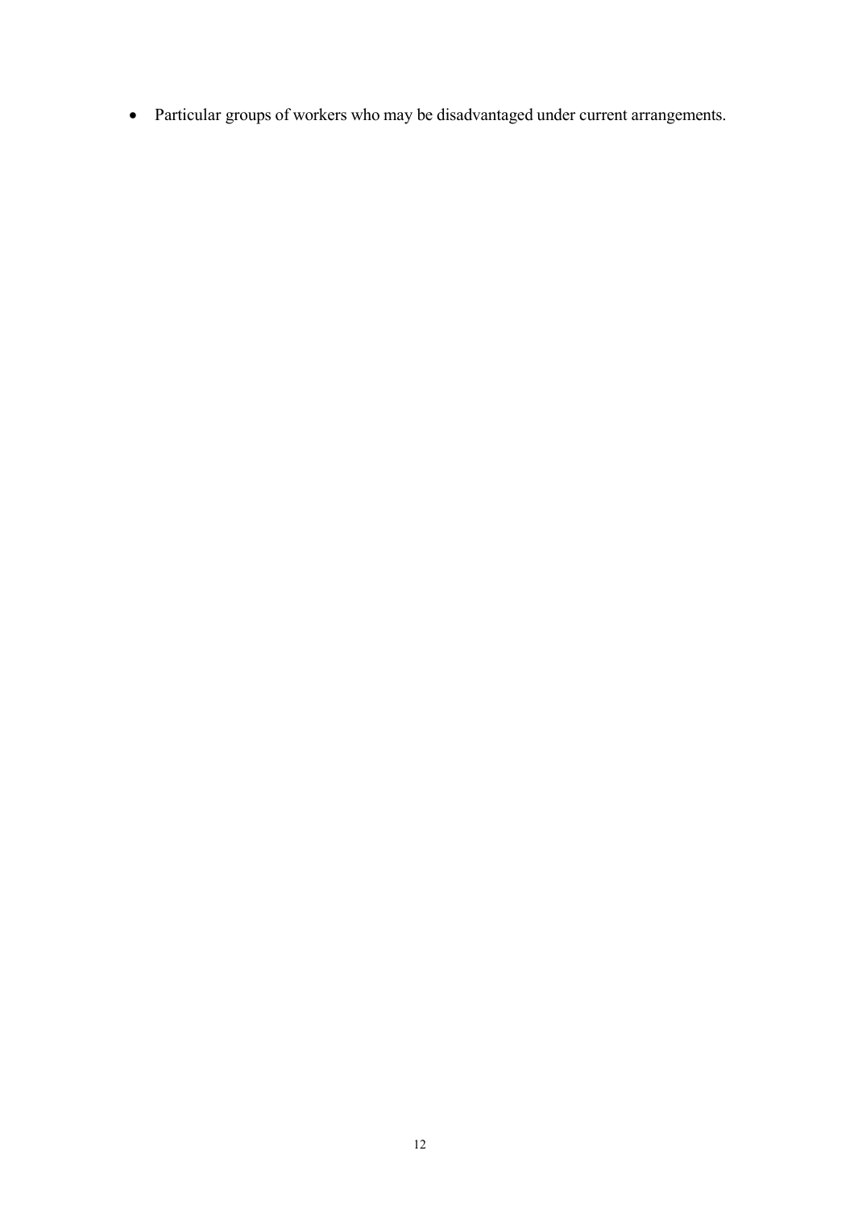- Particular groups of workers who may be disadvantaged under current arrangements.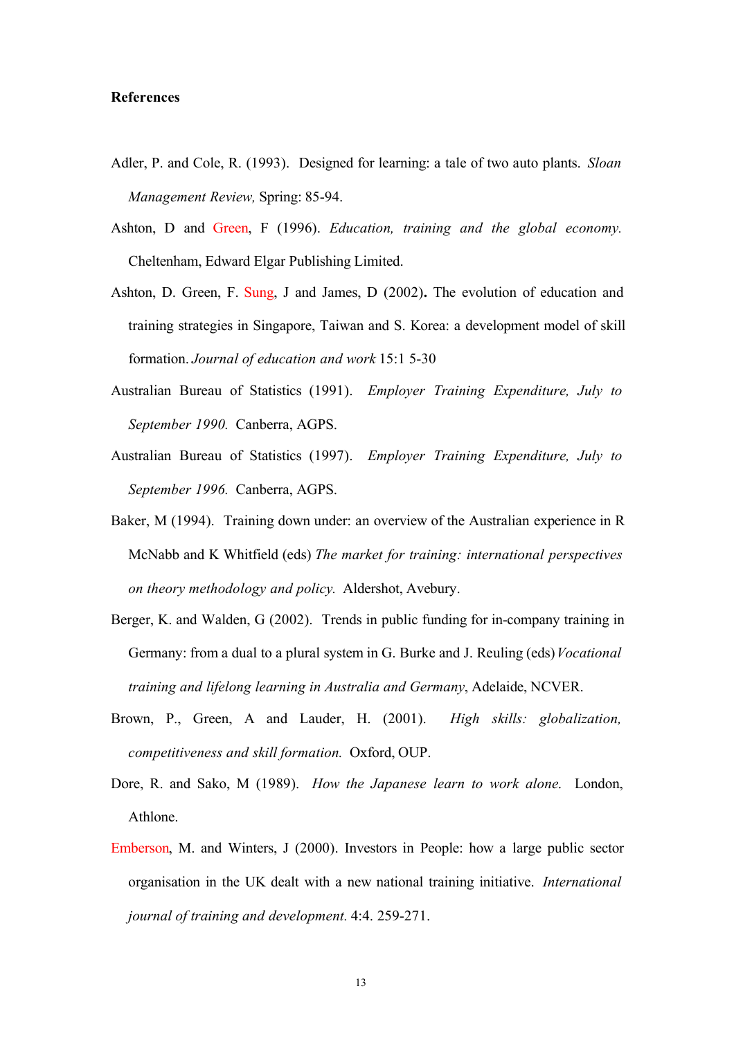**References**

Adler, P. and Cole, R. (1993). Designed for learning: a tale of two auto plants. *Sloan Management Review,* Spring: 85-94.

Ashton, D and Green, F (1996). *Education, training and the global economy.* Cheltenham, Edward Elgar Publishing Limited.

Ashton, D. Green, F. Sung, J and James, D (2002)**.** The evolution of education and training strategies in Singapore, Taiwan and S. Korea: a development model of skill formation. *Journal of education and work* 15:1 5-30

Australian Bureau of Statistics (1991). *Employer Training Expenditure, July to September 1990.* Canberra, AGPS.

Australian Bureau of Statistics (1997). *Employer Training Expenditure, July to September 1996.* Canberra, AGPS.

Baker, M (1994). Training down under: an overview of the Australian experience in R McNabb and K Whitfield (eds) *The market for training: international perspectives on theory methodology and policy.* Aldershot, Avebury.

Berger, K. and Walden, G (2002). Trends in public funding for in-company training in Germany: from a dual to a plural system in G. Burke and J. Reuling (eds) *Vocational training and lifelong learning in Australia and Germany*, Adelaide, NCVER.

Brown, P., Green, A and Lauder, H. (2001). *High skills: globalization, competitiveness and skill formation.* Oxford, OUP.

Dore, R. and Sako, M (1989). *How the Japanese learn to work alone.* London, Athlone.

Emberson, M. and Winters, J (2000). Investors in People: how a large public sector organisation in the UK dealt with a new national training initiative. *International journal of training and development.* 4:4. 259-271.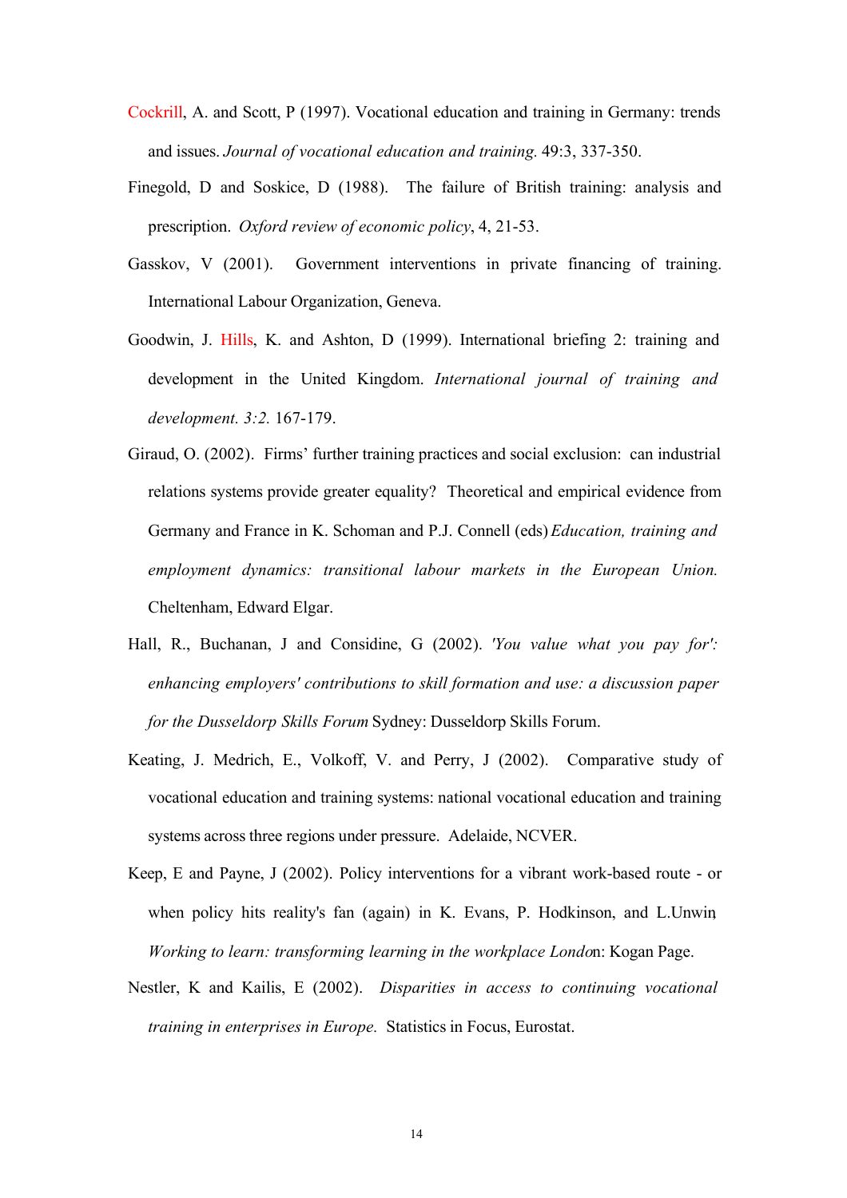Cockrill, A. and Scott, P (1997). Vocational education and training in Germany: trends and issues. *Journal of vocational education and training.* 49:3, 337-350.

Finegold, D and Soskice, D (1988). The failure of British training: analysis and prescription. *Oxford review of economic policy*, 4, 21-53.

Gasskov, V (2001). Government interventions in private financing of training. International Labour Organization, Geneva.

Goodwin, J. Hills, K. and Ashton, D (1999). International briefing 2: training and development in the United Kingdom. *International journal of training and development. 3:2.* 167-179.

Giraud, O. (2002). Firms' further training practices and social exclusion: can industrial relations systems provide greater equality? Theoretical and empirical evidence from Germany and France in K. Schoman and P.J. Connell (eds) *Education, training and employment dynamics: transitional labour markets in the European Union.* Cheltenham, Edward Elgar.

Hall, R., Buchanan, J and Considine, G (2002). *'You value what you pay for': enhancing employers' contributions to skill formation and use: a discussion paper for the Dusseldorp Skills Forum* Sydney: Dusseldorp Skills Forum.

Keating, J. Medrich, E., Volkoff, V. and Perry, J (2002). Comparative study of vocational education and training systems: national vocational education and training systems across three regions under pressure. Adelaide, NCVER.

Keep, E and Payne, J (2002). Policy interventions for a vibrant work-based route - or when policy hits reality's fan (again) in K. Evans, P. Hodkinson, and L.Unwin, *Working to learn: transforming learning in the workplace Londo*n: Kogan Page.

Nestler, K and Kailis, E (2002). *Disparities in access to continuing vocational training in enterprises in Europe.* Statistics in Focus, Eurostat.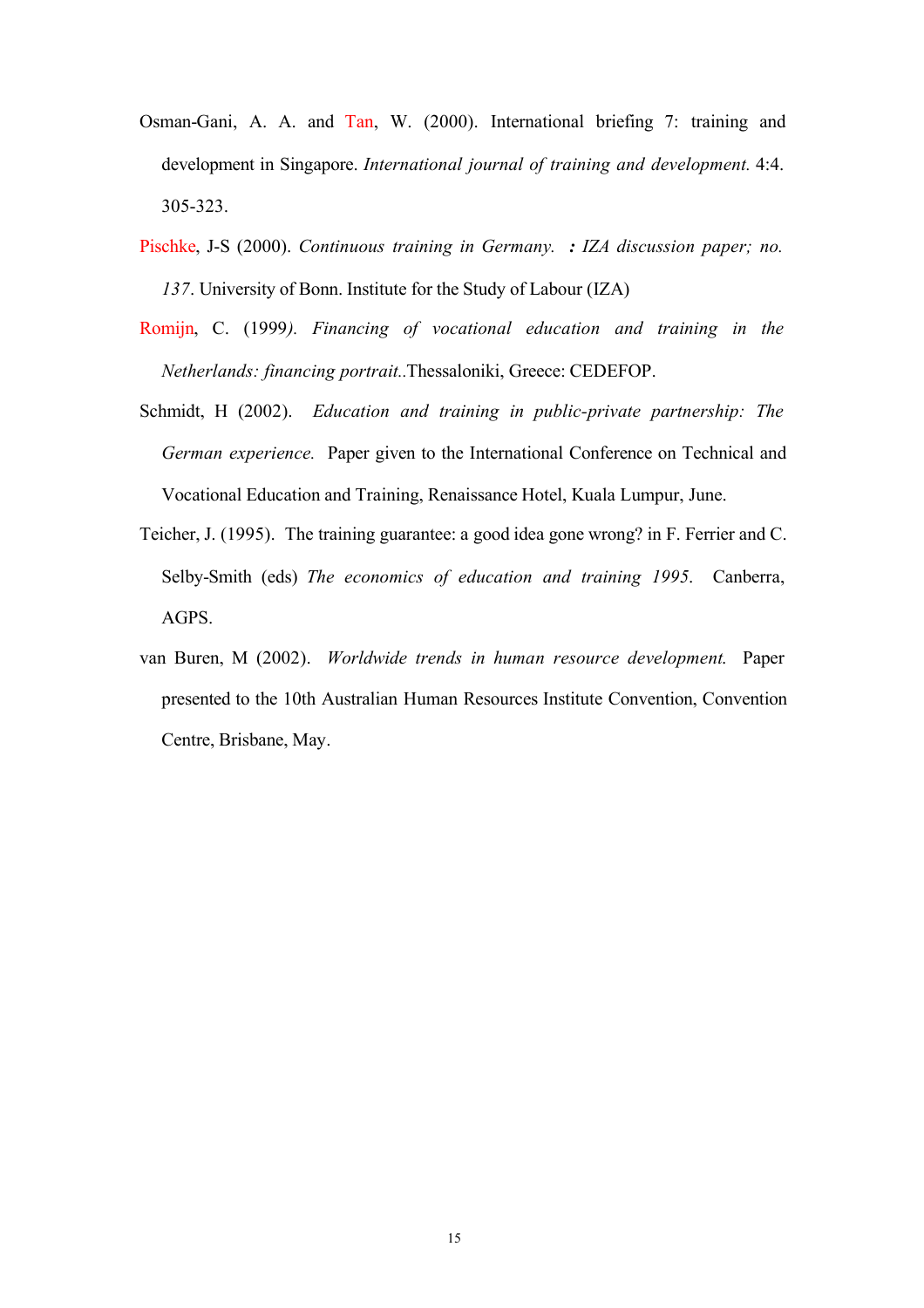Osman-Gani, A. A. and Tan, W. (2000). International briefing 7: training and development in Singapore. *International journal of training and development.* 4:4. 305-323.

Pischke, J-S (2000). *Continuous training in Germany. : IZA discussion paper; no. 137*. University of Bonn. Institute for the Study of Labour (IZA)

Romijn, C. (1999*). Financing of vocational education and training in the Netherlands: financing portrait.*.Thessaloniki, Greece: CEDEFOP.

Schmidt, H (2002). *Education and training in public-private partnership: The German experience.* Paper given to the International Conference on Technical and Vocational Education and Training, Renaissance Hotel, Kuala Lumpur, June.

Teicher, J. (1995). The training guarantee: a good idea gone wrong? in F. Ferrier and C. Selby-Smith (eds) *The economics of education and training 1995*. Canberra, AGPS.

van Buren, M (2002). *Worldwide trends in human resource development.* Paper presented to the 10th Australian Human Resources Institute Convention, Convention Centre, Brisbane, May.